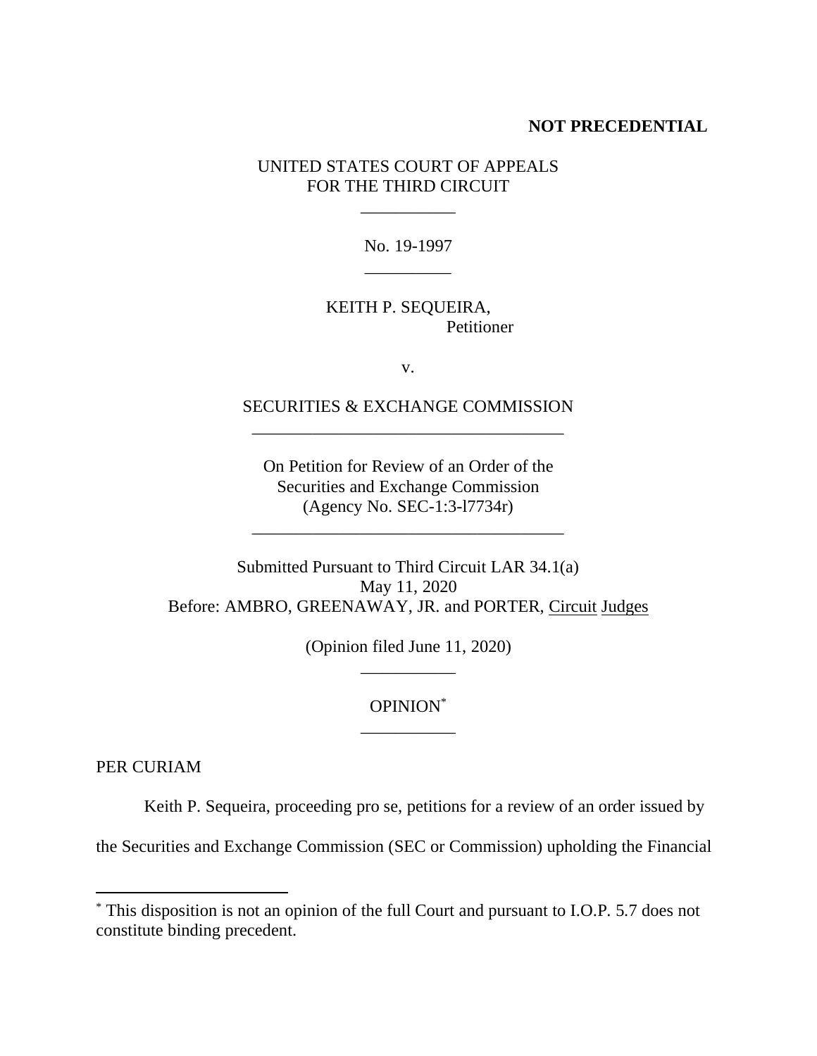**NOT PRECEDENTIAL**

UNITED STATES COURT OF APPEALS
FOR THE THIRD CIRCUIT

\_\_\_\_\_\_\_\_\_\_\_

No. 19-1997

\_\_\_\_\_\_\_\_\_\_

KEITH P. SEQUEIRA,
Petitioner

v.

SECURITIES & EXCHANGE COMMISSION

\_\_\_\_\_\_\_\_\_\_\_\_\_\_\_\_\_\_\_\_\_\_\_\_\_\_\_\_\_\_\_\_\_\_\_\_

On Petition for Review of an Order of the
Securities and Exchange Commission
(Agency No. SEC-1:3-l7734r)

\_\_\_\_\_\_\_\_\_\_\_\_\_\_\_\_\_\_\_\_\_\_\_\_\_\_\_\_\_\_\_\_\_\_\_\_

Submitted Pursuant to Third Circuit LAR 34.1(a)
May 11, 2020
Before: AMBRO, GREENAWAY, JR. and PORTER, Circuit Judges

(Opinion filed June 11, 2020)

\_\_\_\_\_\_\_\_\_\_\_

OPINION[*]

\_\_\_\_\_\_\_\_\_\_\_

PER CURIAM

Keith P. Sequeira, proceeding pro se, petitions for a review of an order issued by the Securities and Exchange Commission (SEC or Commission) upholding the Financial

---

[*] This disposition is not an opinion of the full Court and pursuant to I.O.P. 5.7 does not constitute binding precedent.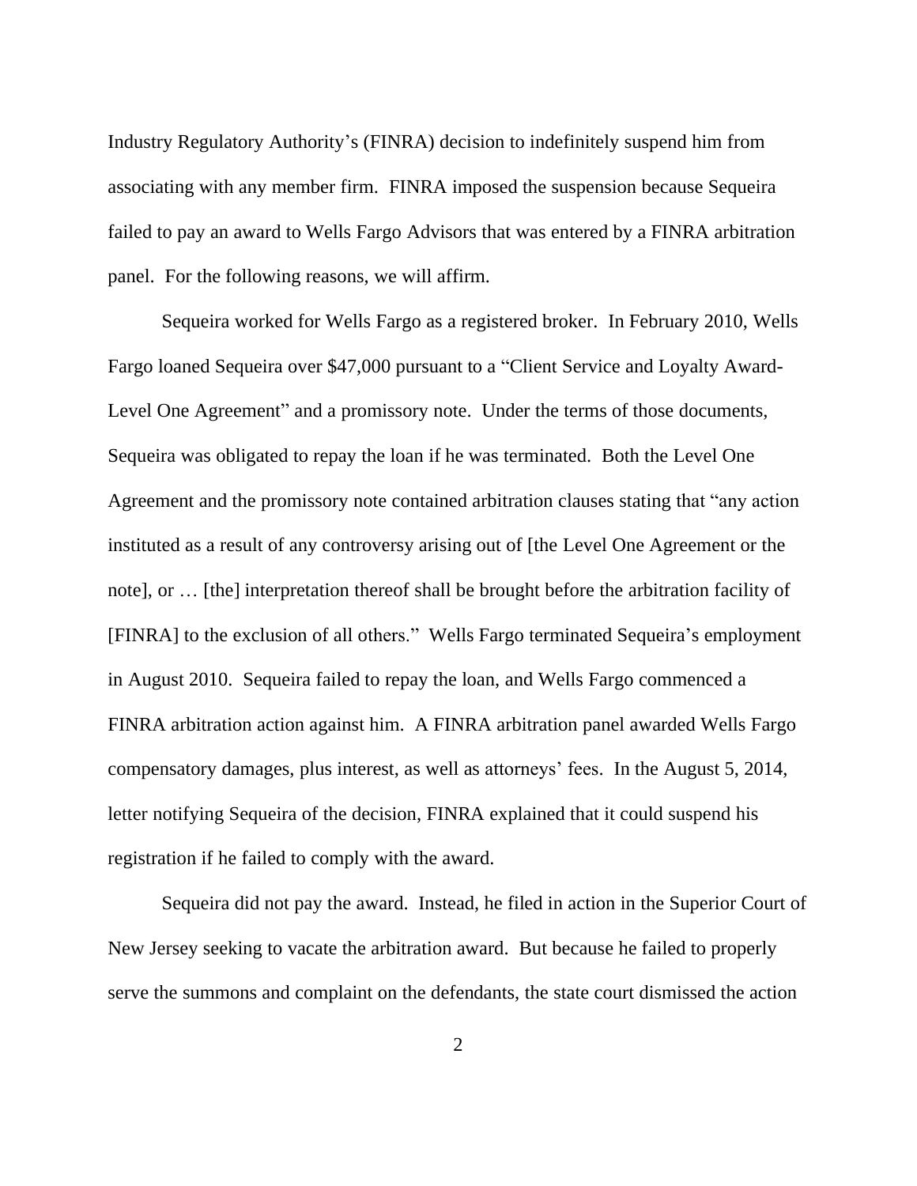Industry Regulatory Authority's (FINRA) decision to indefinitely suspend him from associating with any member firm. FINRA imposed the suspension because Sequeira failed to pay an award to Wells Fargo Advisors that was entered by a FINRA arbitration panel. For the following reasons, we will affirm.

Sequeira worked for Wells Fargo as a registered broker. In February 2010, Wells Fargo loaned Sequeira over $47,000 pursuant to a "Client Service and Loyalty Award-Level One Agreement" and a promissory note. Under the terms of those documents, Sequeira was obligated to repay the loan if he was terminated. Both the Level One Agreement and the promissory note contained arbitration clauses stating that "any action instituted as a result of any controversy arising out of [the Level One Agreement or the note], or … [the] interpretation thereof shall be brought before the arbitration facility of [FINRA] to the exclusion of all others." Wells Fargo terminated Sequeira's employment in August 2010. Sequeira failed to repay the loan, and Wells Fargo commenced a FINRA arbitration action against him. A FINRA arbitration panel awarded Wells Fargo compensatory damages, plus interest, as well as attorneys' fees. In the August 5, 2014, letter notifying Sequeira of the decision, FINRA explained that it could suspend his registration if he failed to comply with the award.

Sequeira did not pay the award. Instead, he filed in action in the Superior Court of New Jersey seeking to vacate the arbitration award. But because he failed to properly serve the summons and complaint on the defendants, the state court dismissed the action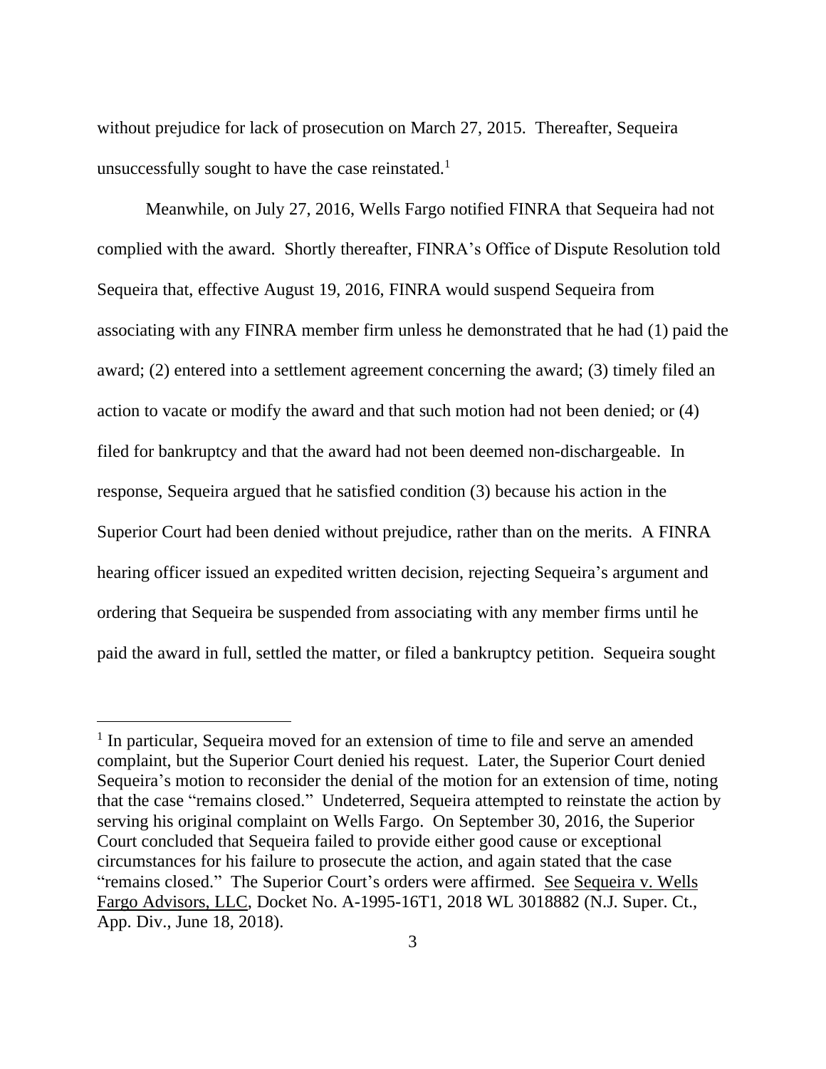without prejudice for lack of prosecution on March 27, 2015. Thereafter, Sequeira unsuccessfully sought to have the case reinstated.[1]

Meanwhile, on July 27, 2016, Wells Fargo notified FINRA that Sequeira had not complied with the award. Shortly thereafter, FINRA's Office of Dispute Resolution told Sequeira that, effective August 19, 2016, FINRA would suspend Sequeira from associating with any FINRA member firm unless he demonstrated that he had (1) paid the award; (2) entered into a settlement agreement concerning the award; (3) timely filed an action to vacate or modify the award and that such motion had not been denied; or (4) filed for bankruptcy and that the award had not been deemed non-dischargeable. In response, Sequeira argued that he satisfied condition (3) because his action in the Superior Court had been denied without prejudice, rather than on the merits. A FINRA hearing officer issued an expedited written decision, rejecting Sequeira's argument and ordering that Sequeira be suspended from associating with any member firms until he paid the award in full, settled the matter, or filed a bankruptcy petition. Sequeira sought

---

[1] In particular, Sequeira moved for an extension of time to file and serve an amended complaint, but the Superior Court denied his request. Later, the Superior Court denied Sequeira's motion to reconsider the denial of the motion for an extension of time, noting that the case "remains closed." Undeterred, Sequeira attempted to reinstate the action by serving his original complaint on Wells Fargo. On September 30, 2016, the Superior Court concluded that Sequeira failed to provide either good cause or exceptional circumstances for his failure to prosecute the action, and again stated that the case "remains closed." The Superior Court's orders were affirmed. See Sequeira v. Wells Fargo Advisors, LLC, Docket No. A-1995-16T1, 2018 WL 3018882 (N.J. Super. Ct., App. Div., June 18, 2018).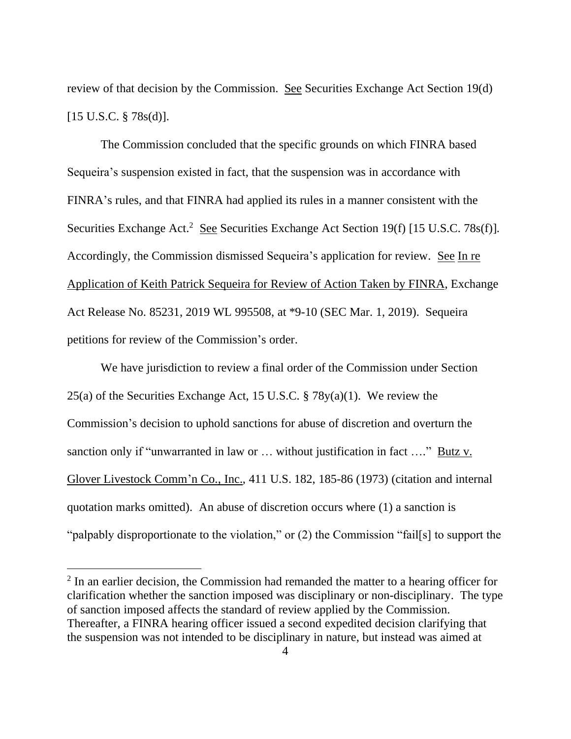review of that decision by the Commission. See Securities Exchange Act Section 19(d) [15 U.S.C. § 78s(d)].

The Commission concluded that the specific grounds on which FINRA based Sequeira's suspension existed in fact, that the suspension was in accordance with FINRA's rules, and that FINRA had applied its rules in a manner consistent with the Securities Exchange Act.[2] See Securities Exchange Act Section 19(f) [15 U.S.C. 78s(f)]. Accordingly, the Commission dismissed Sequeira's application for review. See In re Application of Keith Patrick Sequeira for Review of Action Taken by FINRA, Exchange Act Release No. 85231, 2019 WL 995508, at *9-10 (SEC Mar. 1, 2019). Sequeira petitions for review of the Commission's order.

We have jurisdiction to review a final order of the Commission under Section 25(a) of the Securities Exchange Act, 15 U.S.C. § 78y(a)(1). We review the Commission's decision to uphold sanctions for abuse of discretion and overturn the sanction only if "unwarranted in law or … without justification in fact …." Butz v. Glover Livestock Comm'n Co., Inc., 411 U.S. 182, 185-86 (1973) (citation and internal quotation marks omitted). An abuse of discretion occurs where (1) a sanction is "palpably disproportionate to the violation," or (2) the Commission "fail[s] to support the

[2] In an earlier decision, the Commission had remanded the matter to a hearing officer for clarification whether the sanction imposed was disciplinary or non-disciplinary. The type of sanction imposed affects the standard of review applied by the Commission. Thereafter, a FINRA hearing officer issued a second expedited decision clarifying that the suspension was not intended to be disciplinary in nature, but instead was aimed at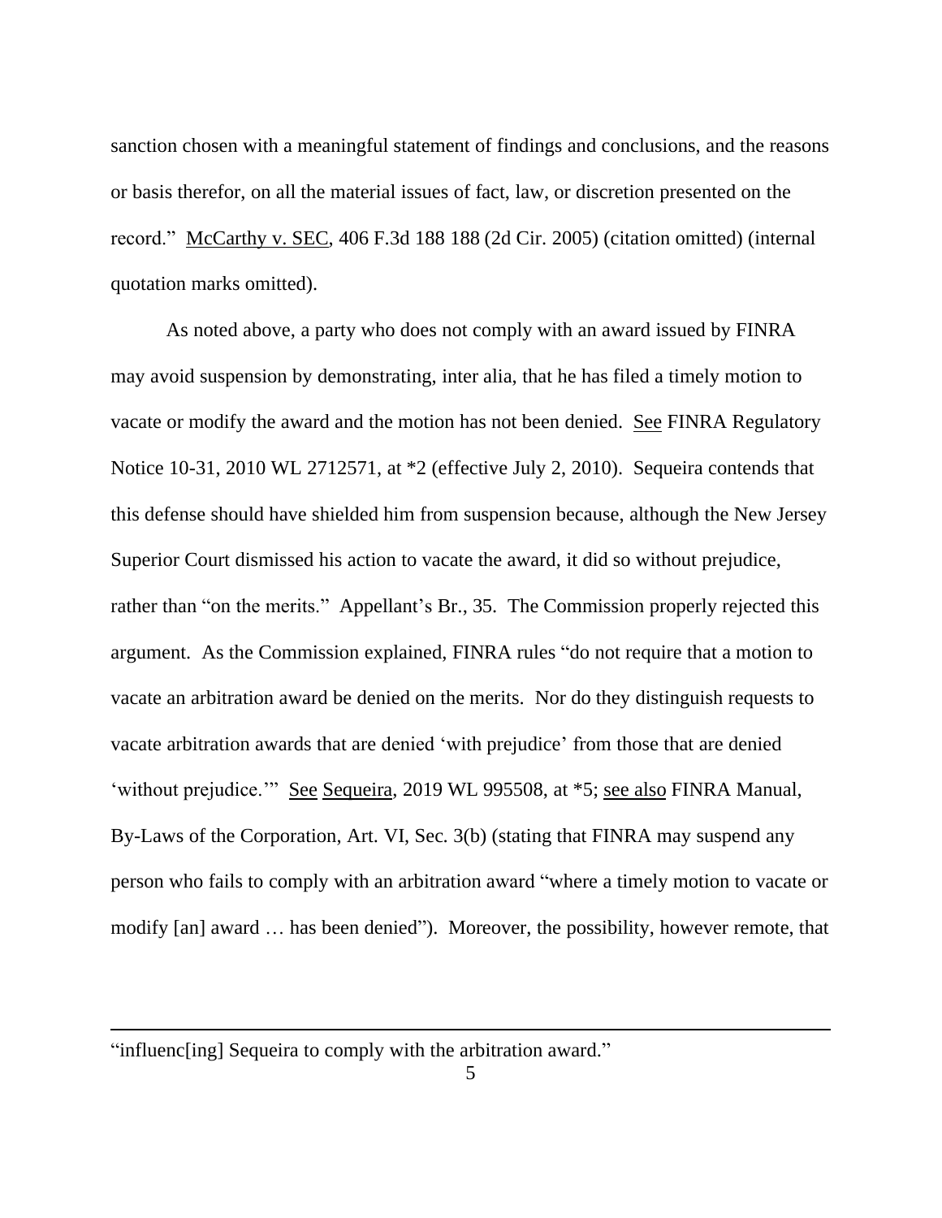sanction chosen with a meaningful statement of findings and conclusions, and the reasons or basis therefor, on all the material issues of fact, law, or discretion presented on the record." McCarthy v. SEC, 406 F.3d 188 188 (2d Cir. 2005) (citation omitted) (internal quotation marks omitted).

As noted above, a party who does not comply with an award issued by FINRA may avoid suspension by demonstrating, inter alia, that he has filed a timely motion to vacate or modify the award and the motion has not been denied. See FINRA Regulatory Notice 10-31, 2010 WL 2712571, at *2 (effective July 2, 2010). Sequeira contends that this defense should have shielded him from suspension because, although the New Jersey Superior Court dismissed his action to vacate the award, it did so without prejudice, rather than "on the merits." Appellant's Br., 35. The Commission properly rejected this argument. As the Commission explained, FINRA rules "do not require that a motion to vacate an arbitration award be denied on the merits. Nor do they distinguish requests to vacate arbitration awards that are denied 'with prejudice' from those that are denied 'without prejudice.'" See Sequeira, 2019 WL 995508, at *5; see also FINRA Manual, By-Laws of the Corporation, Art. VI, Sec. 3(b) (stating that FINRA may suspend any person who fails to comply with an arbitration award "where a timely motion to vacate or modify [an] award … has been denied"). Moreover, the possibility, however remote, that

---

"influenc[ing] Sequeira to comply with the arbitration award."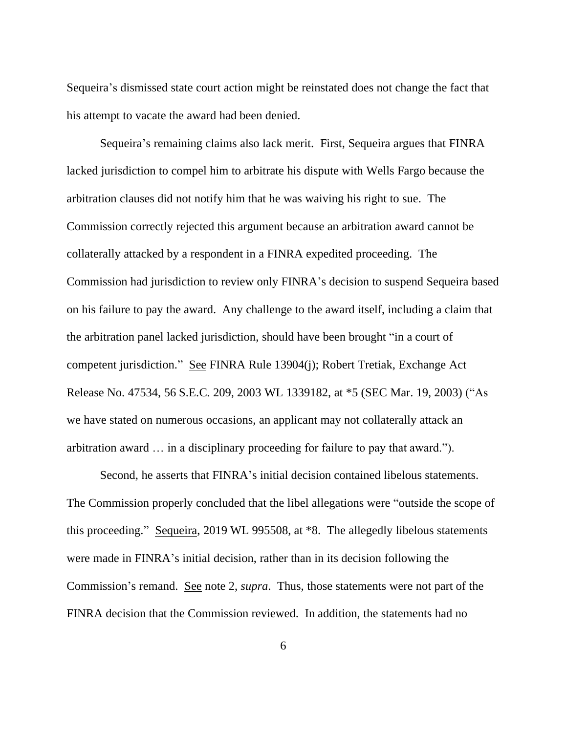Sequeira's dismissed state court action might be reinstated does not change the fact that his attempt to vacate the award had been denied.

Sequeira's remaining claims also lack merit. First, Sequeira argues that FINRA lacked jurisdiction to compel him to arbitrate his dispute with Wells Fargo because the arbitration clauses did not notify him that he was waiving his right to sue. The Commission correctly rejected this argument because an arbitration award cannot be collaterally attacked by a respondent in a FINRA expedited proceeding. The Commission had jurisdiction to review only FINRA's decision to suspend Sequeira based on his failure to pay the award. Any challenge to the award itself, including a claim that the arbitration panel lacked jurisdiction, should have been brought "in a court of competent jurisdiction." See FINRA Rule 13904(j); Robert Tretiak, Exchange Act Release No. 47534, 56 S.E.C. 209, 2003 WL 1339182, at *5 (SEC Mar. 19, 2003) ("As we have stated on numerous occasions, an applicant may not collaterally attack an arbitration award … in a disciplinary proceeding for failure to pay that award.").

Second, he asserts that FINRA's initial decision contained libelous statements. The Commission properly concluded that the libel allegations were "outside the scope of this proceeding." Sequeira, 2019 WL 995508, at *8. The allegedly libelous statements were made in FINRA's initial decision, rather than in its decision following the Commission's remand. See note 2, *supra*. Thus, those statements were not part of the FINRA decision that the Commission reviewed. In addition, the statements had no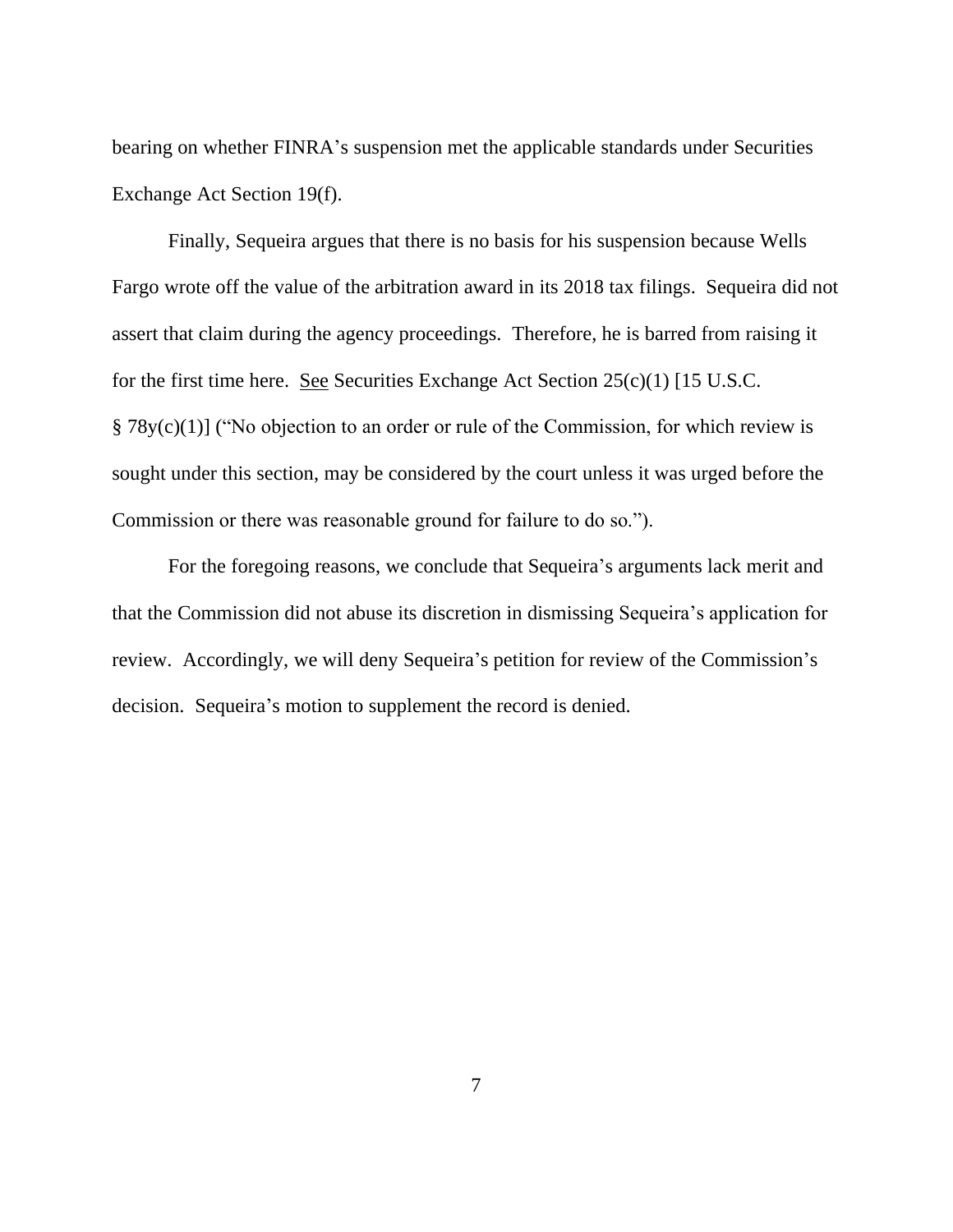bearing on whether FINRA's suspension met the applicable standards under Securities Exchange Act Section 19(f).

Finally, Sequeira argues that there is no basis for his suspension because Wells Fargo wrote off the value of the arbitration award in its 2018 tax filings. Sequeira did not assert that claim during the agency proceedings. Therefore, he is barred from raising it for the first time here. See Securities Exchange Act Section 25(c)(1) [15 U.S.C. § 78y(c)(1)] ("No objection to an order or rule of the Commission, for which review is sought under this section, may be considered by the court unless it was urged before the Commission or there was reasonable ground for failure to do so.").

For the foregoing reasons, we conclude that Sequeira's arguments lack merit and that the Commission did not abuse its discretion in dismissing Sequeira's application for review. Accordingly, we will deny Sequeira's petition for review of the Commission's decision. Sequeira's motion to supplement the record is denied.